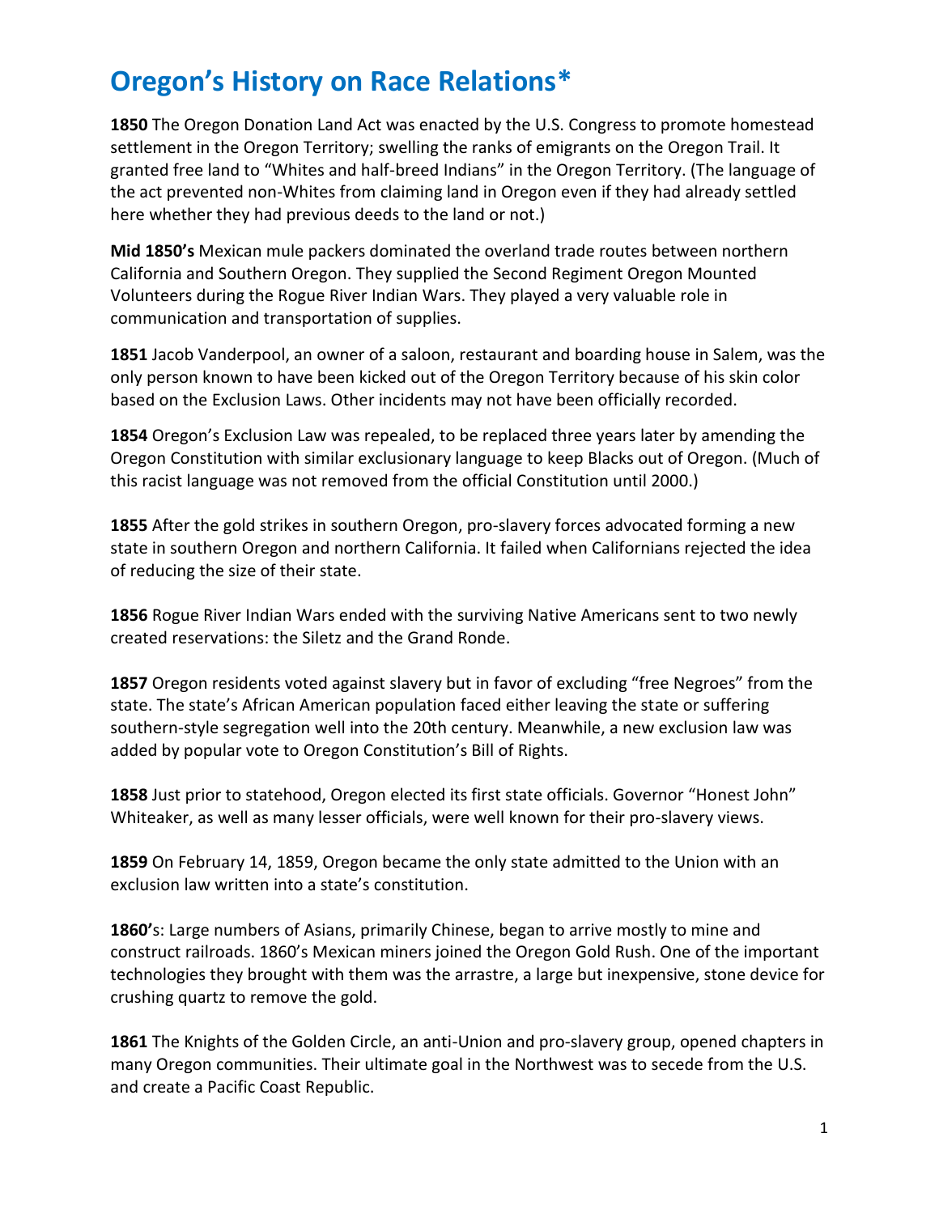# Oregon's History on Race Relations*

**1850** The Oregon Donation Land Act was enacted by the U.S. Congress to promote homestead settlement in the Oregon Territory; swelling the ranks of emigrants on the Oregon Trail. It granted free land to "Whites and half-breed Indians" in the Oregon Territory. (The language of the act prevented non-Whites from claiming land in Oregon even if they had already settled here whether they had previous deeds to the land or not.)

**Mid 1850's** Mexican mule packers dominated the overland trade routes between northern California and Southern Oregon. They supplied the Second Regiment Oregon Mounted Volunteers during the Rogue River Indian Wars. They played a very valuable role in communication and transportation of supplies.

**1851** Jacob Vanderpool, an owner of a saloon, restaurant and boarding house in Salem, was the only person known to have been kicked out of the Oregon Territory because of his skin color based on the Exclusion Laws. Other incidents may not have been officially recorded.

**1854** Oregon's Exclusion Law was repealed, to be replaced three years later by amending the Oregon Constitution with similar exclusionary language to keep Blacks out of Oregon. (Much of this racist language was not removed from the official Constitution until 2000.)

**1855** After the gold strikes in southern Oregon, pro-slavery forces advocated forming a new state in southern Oregon and northern California. It failed when Californians rejected the idea of reducing the size of their state.

**1856** Rogue River Indian Wars ended with the surviving Native Americans sent to two newly created reservations: the Siletz and the Grand Ronde.

**1857** Oregon residents voted against slavery but in favor of excluding "free Negroes" from the state. The state's African American population faced either leaving the state or suffering southern-style segregation well into the 20th century. Meanwhile, a new exclusion law was added by popular vote to Oregon Constitution's Bill of Rights.

**1858** Just prior to statehood, Oregon elected its first state officials. Governor "Honest John" Whiteaker, as well as many lesser officials, were well known for their pro-slavery views.

**1859** On February 14, 1859, Oregon became the only state admitted to the Union with an exclusion law written into a state's constitution.

**1860'**s: Large numbers of Asians, primarily Chinese, began to arrive mostly to mine and construct railroads. 1860's Mexican miners joined the Oregon Gold Rush. One of the important technologies they brought with them was the arrastre, a large but inexpensive, stone device for crushing quartz to remove the gold.

**1861** The Knights of the Golden Circle, an anti-Union and pro-slavery group, opened chapters in many Oregon communities. Their ultimate goal in the Northwest was to secede from the U.S. and create a Pacific Coast Republic.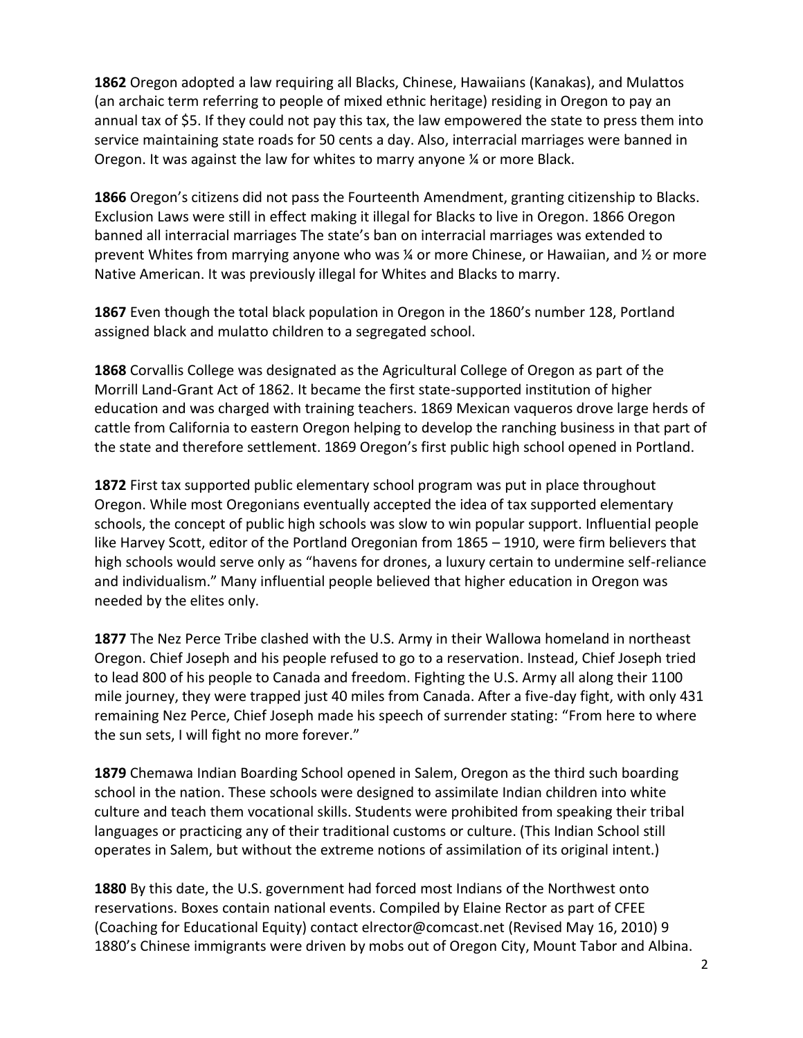**1862** Oregon adopted a law requiring all Blacks, Chinese, Hawaiians (Kanakas), and Mulattos (an archaic term referring to people of mixed ethnic heritage) residing in Oregon to pay an annual tax of $5. If they could not pay this tax, the law empowered the state to press them into service maintaining state roads for 50 cents a day. Also, interracial marriages were banned in Oregon. It was against the law for whites to marry anyone ¼ or more Black.

**1866** Oregon's citizens did not pass the Fourteenth Amendment, granting citizenship to Blacks. Exclusion Laws were still in effect making it illegal for Blacks to live in Oregon. 1866 Oregon banned all interracial marriages The state's ban on interracial marriages was extended to prevent Whites from marrying anyone who was ¼ or more Chinese, or Hawaiian, and ½ or more Native American. It was previously illegal for Whites and Blacks to marry.

**1867** Even though the total black population in Oregon in the 1860's number 128, Portland assigned black and mulatto children to a segregated school.

**1868** Corvallis College was designated as the Agricultural College of Oregon as part of the Morrill Land-Grant Act of 1862. It became the first state-supported institution of higher education and was charged with training teachers. 1869 Mexican vaqueros drove large herds of cattle from California to eastern Oregon helping to develop the ranching business in that part of the state and therefore settlement. 1869 Oregon's first public high school opened in Portland.

**1872** First tax supported public elementary school program was put in place throughout Oregon. While most Oregonians eventually accepted the idea of tax supported elementary schools, the concept of public high schools was slow to win popular support. Influential people like Harvey Scott, editor of the Portland Oregonian from 1865 – 1910, were firm believers that high schools would serve only as "havens for drones, a luxury certain to undermine self-reliance and individualism." Many influential people believed that higher education in Oregon was needed by the elites only.

**1877** The Nez Perce Tribe clashed with the U.S. Army in their Wallowa homeland in northeast Oregon. Chief Joseph and his people refused to go to a reservation. Instead, Chief Joseph tried to lead 800 of his people to Canada and freedom. Fighting the U.S. Army all along their 1100 mile journey, they were trapped just 40 miles from Canada. After a five-day fight, with only 431 remaining Nez Perce, Chief Joseph made his speech of surrender stating: "From here to where the sun sets, I will fight no more forever."

**1879** Chemawa Indian Boarding School opened in Salem, Oregon as the third such boarding school in the nation. These schools were designed to assimilate Indian children into white culture and teach them vocational skills. Students were prohibited from speaking their tribal languages or practicing any of their traditional customs or culture. (This Indian School still operates in Salem, but without the extreme notions of assimilation of its original intent.)

**1880** By this date, the U.S. government had forced most Indians of the Northwest onto reservations. Boxes contain national events. Compiled by Elaine Rector as part of CFEE (Coaching for Educational Equity) contact elrector@comcast.net (Revised May 16, 2010) 9 1880's Chinese immigrants were driven by mobs out of Oregon City, Mount Tabor and Albina.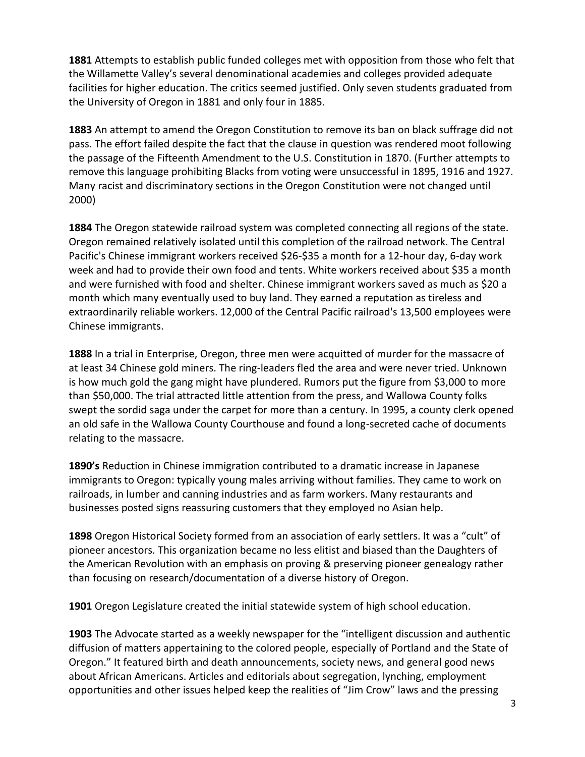**1881** Attempts to establish public funded colleges met with opposition from those who felt that the Willamette Valley's several denominational academies and colleges provided adequate facilities for higher education. The critics seemed justified. Only seven students graduated from the University of Oregon in 1881 and only four in 1885.

**1883** An attempt to amend the Oregon Constitution to remove its ban on black suffrage did not pass. The effort failed despite the fact that the clause in question was rendered moot following the passage of the Fifteenth Amendment to the U.S. Constitution in 1870. (Further attempts to remove this language prohibiting Blacks from voting were unsuccessful in 1895, 1916 and 1927. Many racist and discriminatory sections in the Oregon Constitution were not changed until 2000)

**1884** The Oregon statewide railroad system was completed connecting all regions of the state. Oregon remained relatively isolated until this completion of the railroad network. The Central Pacific's Chinese immigrant workers received $26-$35 a month for a 12-hour day, 6-day work week and had to provide their own food and tents. White workers received about $35 a month and were furnished with food and shelter. Chinese immigrant workers saved as much as $20 a month which many eventually used to buy land. They earned a reputation as tireless and extraordinarily reliable workers. 12,000 of the Central Pacific railroad's 13,500 employees were Chinese immigrants.

**1888** In a trial in Enterprise, Oregon, three men were acquitted of murder for the massacre of at least 34 Chinese gold miners. The ring-leaders fled the area and were never tried. Unknown is how much gold the gang might have plundered. Rumors put the figure from $3,000 to more than $50,000. The trial attracted little attention from the press, and Wallowa County folks swept the sordid saga under the carpet for more than a century. In 1995, a county clerk opened an old safe in the Wallowa County Courthouse and found a long-secreted cache of documents relating to the massacre.

**1890's** Reduction in Chinese immigration contributed to a dramatic increase in Japanese immigrants to Oregon: typically young males arriving without families. They came to work on railroads, in lumber and canning industries and as farm workers. Many restaurants and businesses posted signs reassuring customers that they employed no Asian help.

**1898** Oregon Historical Society formed from an association of early settlers. It was a "cult" of pioneer ancestors. This organization became no less elitist and biased than the Daughters of the American Revolution with an emphasis on proving & preserving pioneer genealogy rather than focusing on research/documentation of a diverse history of Oregon.

**1901** Oregon Legislature created the initial statewide system of high school education.

**1903** The Advocate started as a weekly newspaper for the "intelligent discussion and authentic diffusion of matters appertaining to the colored people, especially of Portland and the State of Oregon." It featured birth and death announcements, society news, and general good news about African Americans. Articles and editorials about segregation, lynching, employment opportunities and other issues helped keep the realities of "Jim Crow" laws and the pressing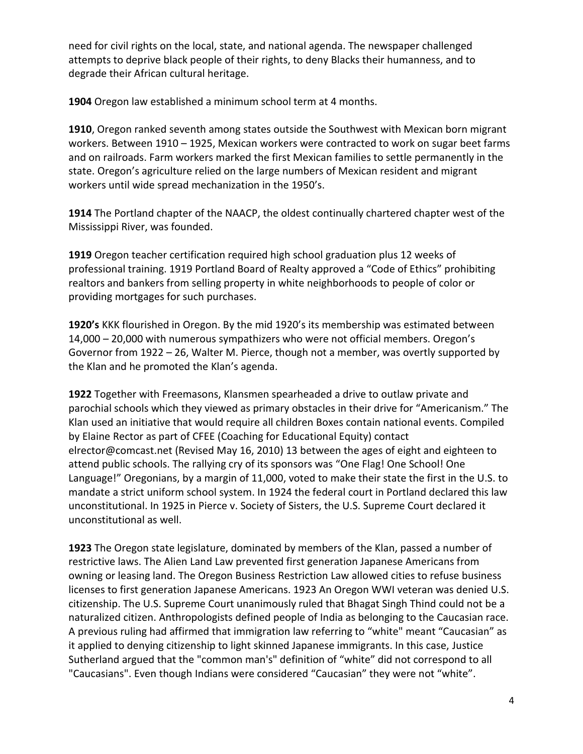need for civil rights on the local, state, and national agenda. The newspaper challenged attempts to deprive black people of their rights, to deny Blacks their humanness, and to degrade their African cultural heritage.

**1904** Oregon law established a minimum school term at 4 months.

**1910**, Oregon ranked seventh among states outside the Southwest with Mexican born migrant workers. Between 1910 – 1925, Mexican workers were contracted to work on sugar beet farms and on railroads. Farm workers marked the first Mexican families to settle permanently in the state. Oregon's agriculture relied on the large numbers of Mexican resident and migrant workers until wide spread mechanization in the 1950's.

**1914** The Portland chapter of the NAACP, the oldest continually chartered chapter west of the Mississippi River, was founded.

**1919** Oregon teacher certification required high school graduation plus 12 weeks of professional training. 1919 Portland Board of Realty approved a "Code of Ethics" prohibiting realtors and bankers from selling property in white neighborhoods to people of color or providing mortgages for such purchases.

**1920's** KKK flourished in Oregon. By the mid 1920's its membership was estimated between 14,000 – 20,000 with numerous sympathizers who were not official members. Oregon's Governor from 1922 – 26, Walter M. Pierce, though not a member, was overtly supported by the Klan and he promoted the Klan's agenda.

**1922** Together with Freemasons, Klansmen spearheaded a drive to outlaw private and parochial schools which they viewed as primary obstacles in their drive for "Americanism." The Klan used an initiative that would require all children Boxes contain national events. Compiled by Elaine Rector as part of CFEE (Coaching for Educational Equity) contact elrector@comcast.net (Revised May 16, 2010) 13 between the ages of eight and eighteen to attend public schools. The rallying cry of its sponsors was "One Flag! One School! One Language!" Oregonians, by a margin of 11,000, voted to make their state the first in the U.S. to mandate a strict uniform school system. In 1924 the federal court in Portland declared this law unconstitutional. In 1925 in Pierce v. Society of Sisters, the U.S. Supreme Court declared it unconstitutional as well.

**1923** The Oregon state legislature, dominated by members of the Klan, passed a number of restrictive laws. The Alien Land Law prevented first generation Japanese Americans from owning or leasing land. The Oregon Business Restriction Law allowed cities to refuse business licenses to first generation Japanese Americans. 1923 An Oregon WWI veteran was denied U.S. citizenship. The U.S. Supreme Court unanimously ruled that Bhagat Singh Thind could not be a naturalized citizen. Anthropologists defined people of India as belonging to the Caucasian race. A previous ruling had affirmed that immigration law referring to "white" meant "Caucasian" as it applied to denying citizenship to light skinned Japanese immigrants. In this case, Justice Sutherland argued that the "common man's" definition of "white" did not correspond to all "Caucasians". Even though Indians were considered "Caucasian" they were not "white".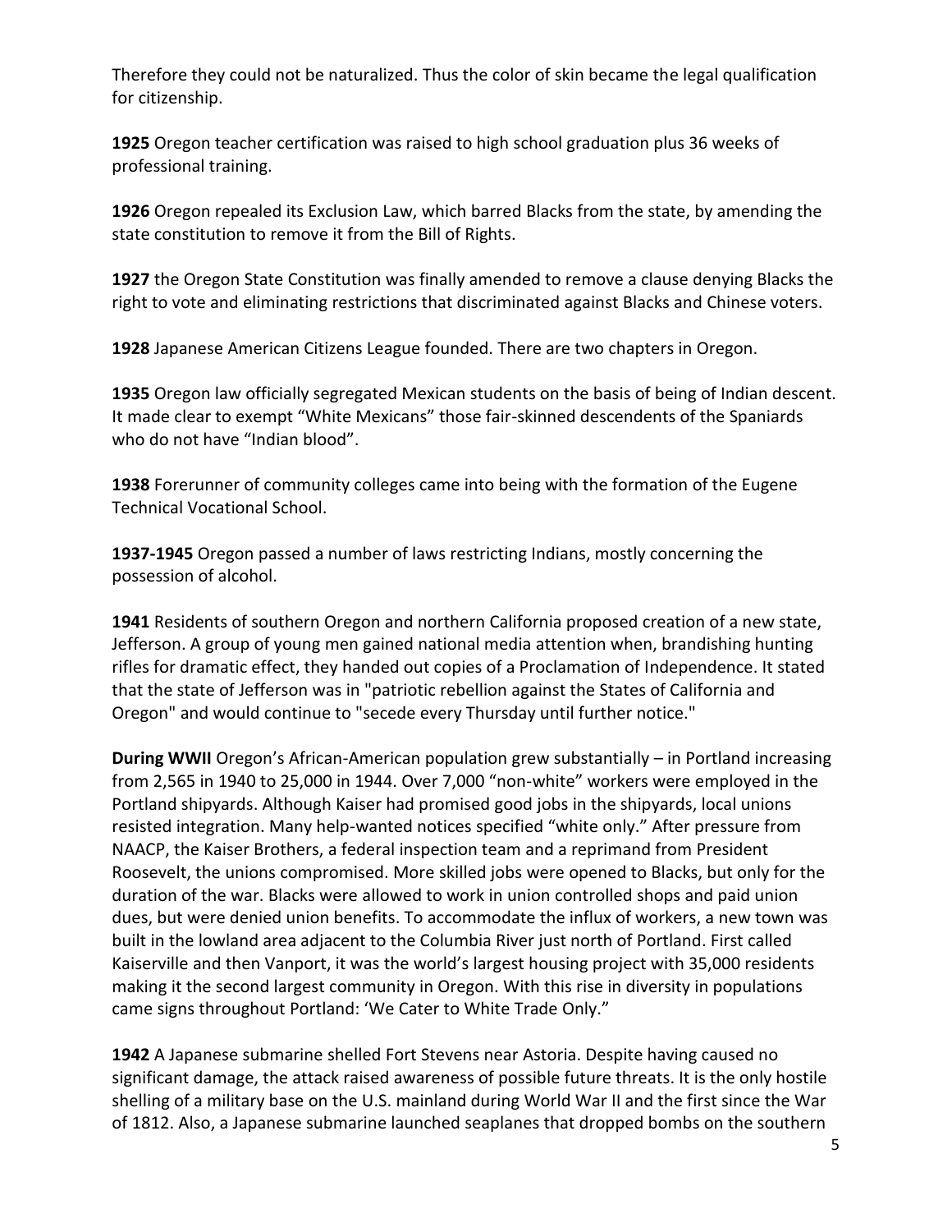Therefore they could not be naturalized. Thus the color of skin became the legal qualification for citizenship.

**1925** Oregon teacher certification was raised to high school graduation plus 36 weeks of professional training.

**1926** Oregon repealed its Exclusion Law, which barred Blacks from the state, by amending the state constitution to remove it from the Bill of Rights.

**1927** the Oregon State Constitution was finally amended to remove a clause denying Blacks the right to vote and eliminating restrictions that discriminated against Blacks and Chinese voters.

**1928** Japanese American Citizens League founded. There are two chapters in Oregon.

**1935** Oregon law officially segregated Mexican students on the basis of being of Indian descent. It made clear to exempt "White Mexicans" those fair-skinned descendents of the Spaniards who do not have "Indian blood".

**1938** Forerunner of community colleges came into being with the formation of the Eugene Technical Vocational School.

**1937-1945** Oregon passed a number of laws restricting Indians, mostly concerning the possession of alcohol.

**1941** Residents of southern Oregon and northern California proposed creation of a new state, Jefferson. A group of young men gained national media attention when, brandishing hunting rifles for dramatic effect, they handed out copies of a Proclamation of Independence. It stated that the state of Jefferson was in "patriotic rebellion against the States of California and Oregon" and would continue to "secede every Thursday until further notice."

**During WWII** Oregon's African-American population grew substantially – in Portland increasing from 2,565 in 1940 to 25,000 in 1944. Over 7,000 "non-white" workers were employed in the Portland shipyards. Although Kaiser had promised good jobs in the shipyards, local unions resisted integration. Many help-wanted notices specified "white only." After pressure from NAACP, the Kaiser Brothers, a federal inspection team and a reprimand from President Roosevelt, the unions compromised. More skilled jobs were opened to Blacks, but only for the duration of the war. Blacks were allowed to work in union controlled shops and paid union dues, but were denied union benefits. To accommodate the influx of workers, a new town was built in the lowland area adjacent to the Columbia River just north of Portland. First called Kaiserville and then Vanport, it was the world's largest housing project with 35,000 residents making it the second largest community in Oregon. With this rise in diversity in populations came signs throughout Portland: 'We Cater to White Trade Only."

**1942** A Japanese submarine shelled Fort Stevens near Astoria. Despite having caused no significant damage, the attack raised awareness of possible future threats. It is the only hostile shelling of a military base on the U.S. mainland during World War II and the first since the War of 1812. Also, a Japanese submarine launched seaplanes that dropped bombs on the southern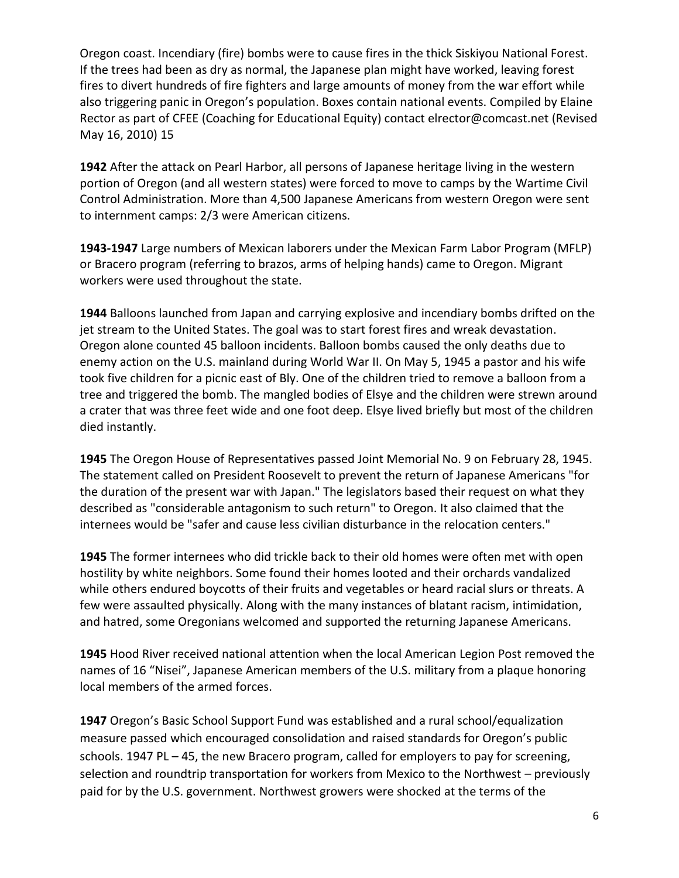Oregon coast. Incendiary (fire) bombs were to cause fires in the thick Siskiyou National Forest. If the trees had been as dry as normal, the Japanese plan might have worked, leaving forest fires to divert hundreds of fire fighters and large amounts of money from the war effort while also triggering panic in Oregon's population. Boxes contain national events. Compiled by Elaine Rector as part of CFEE (Coaching for Educational Equity) contact elrector@comcast.net (Revised May 16, 2010) 15

**1942** After the attack on Pearl Harbor, all persons of Japanese heritage living in the western portion of Oregon (and all western states) were forced to move to camps by the Wartime Civil Control Administration. More than 4,500 Japanese Americans from western Oregon were sent to internment camps: 2/3 were American citizens.

**1943-1947** Large numbers of Mexican laborers under the Mexican Farm Labor Program (MFLP) or Bracero program (referring to brazos, arms of helping hands) came to Oregon. Migrant workers were used throughout the state.

**1944** Balloons launched from Japan and carrying explosive and incendiary bombs drifted on the jet stream to the United States. The goal was to start forest fires and wreak devastation. Oregon alone counted 45 balloon incidents. Balloon bombs caused the only deaths due to enemy action on the U.S. mainland during World War II. On May 5, 1945 a pastor and his wife took five children for a picnic east of Bly. One of the children tried to remove a balloon from a tree and triggered the bomb. The mangled bodies of Elsye and the children were strewn around a crater that was three feet wide and one foot deep. Elsye lived briefly but most of the children died instantly.

**1945** The Oregon House of Representatives passed Joint Memorial No. 9 on February 28, 1945. The statement called on President Roosevelt to prevent the return of Japanese Americans "for the duration of the present war with Japan." The legislators based their request on what they described as "considerable antagonism to such return" to Oregon. It also claimed that the internees would be "safer and cause less civilian disturbance in the relocation centers."

**1945** The former internees who did trickle back to their old homes were often met with open hostility by white neighbors. Some found their homes looted and their orchards vandalized while others endured boycotts of their fruits and vegetables or heard racial slurs or threats. A few were assaulted physically. Along with the many instances of blatant racism, intimidation, and hatred, some Oregonians welcomed and supported the returning Japanese Americans.

**1945** Hood River received national attention when the local American Legion Post removed the names of 16 "Nisei", Japanese American members of the U.S. military from a plaque honoring local members of the armed forces.

**1947** Oregon's Basic School Support Fund was established and a rural school/equalization measure passed which encouraged consolidation and raised standards for Oregon's public schools. 1947 PL – 45, the new Bracero program, called for employers to pay for screening, selection and roundtrip transportation for workers from Mexico to the Northwest – previously paid for by the U.S. government. Northwest growers were shocked at the terms of the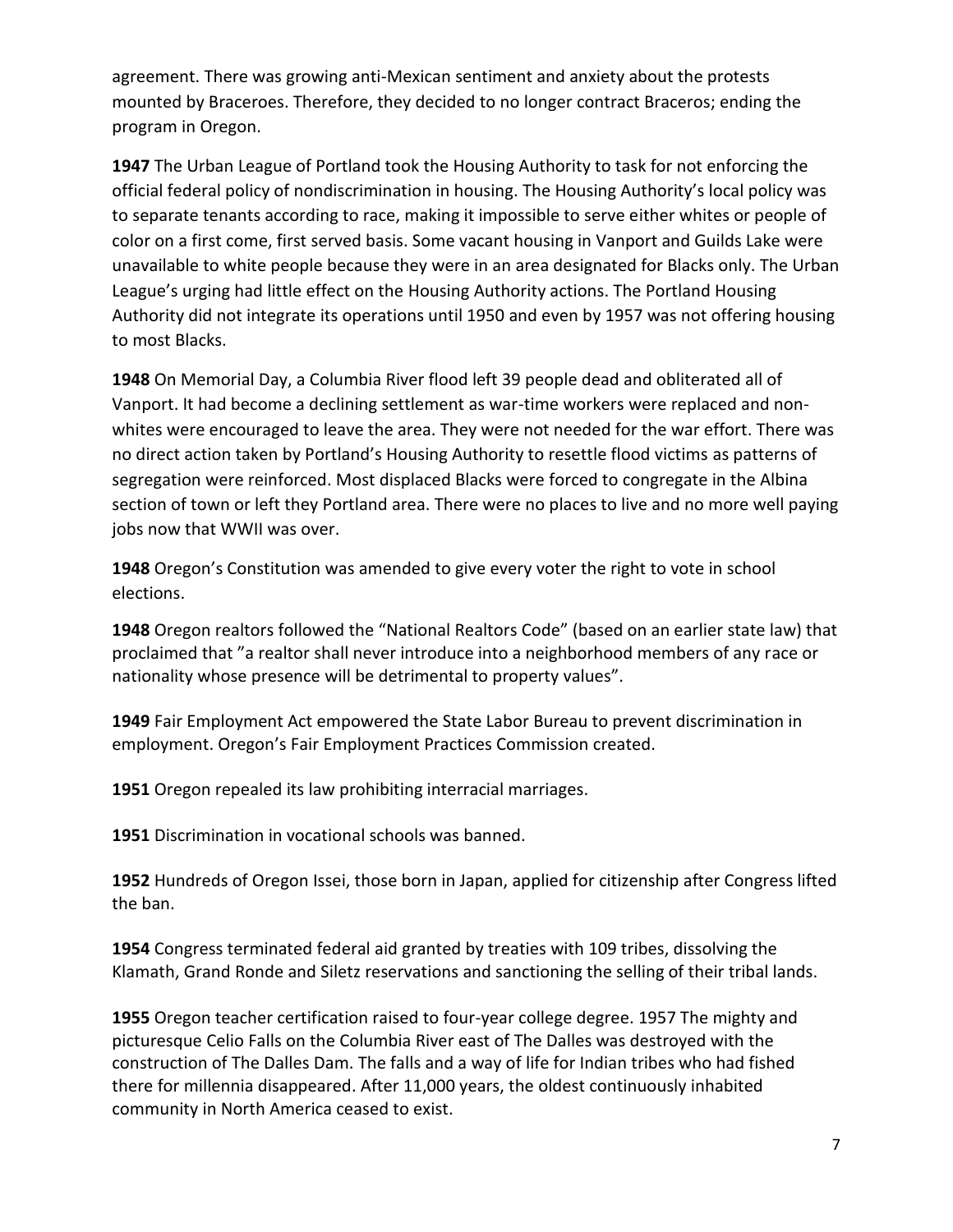agreement. There was growing anti-Mexican sentiment and anxiety about the protests mounted by Braceroes. Therefore, they decided to no longer contract Braceros; ending the program in Oregon.

**1947** The Urban League of Portland took the Housing Authority to task for not enforcing the official federal policy of nondiscrimination in housing. The Housing Authority's local policy was to separate tenants according to race, making it impossible to serve either whites or people of color on a first come, first served basis. Some vacant housing in Vanport and Guilds Lake were unavailable to white people because they were in an area designated for Blacks only. The Urban League's urging had little effect on the Housing Authority actions. The Portland Housing Authority did not integrate its operations until 1950 and even by 1957 was not offering housing to most Blacks.

**1948** On Memorial Day, a Columbia River flood left 39 people dead and obliterated all of Vanport. It had become a declining settlement as war-time workers were replaced and non-whites were encouraged to leave the area. They were not needed for the war effort. There was no direct action taken by Portland's Housing Authority to resettle flood victims as patterns of segregation were reinforced. Most displaced Blacks were forced to congregate in the Albina section of town or left they Portland area. There were no places to live and no more well paying jobs now that WWII was over.

**1948** Oregon's Constitution was amended to give every voter the right to vote in school elections.

**1948** Oregon realtors followed the "National Realtors Code" (based on an earlier state law) that proclaimed that "a realtor shall never introduce into a neighborhood members of any race or nationality whose presence will be detrimental to property values".

**1949** Fair Employment Act empowered the State Labor Bureau to prevent discrimination in employment. Oregon's Fair Employment Practices Commission created.

**1951** Oregon repealed its law prohibiting interracial marriages.

**1951** Discrimination in vocational schools was banned.

**1952** Hundreds of Oregon Issei, those born in Japan, applied for citizenship after Congress lifted the ban.

**1954** Congress terminated federal aid granted by treaties with 109 tribes, dissolving the Klamath, Grand Ronde and Siletz reservations and sanctioning the selling of their tribal lands.

**1955** Oregon teacher certification raised to four-year college degree. 1957 The mighty and picturesque Celio Falls on the Columbia River east of The Dalles was destroyed with the construction of The Dalles Dam. The falls and a way of life for Indian tribes who had fished there for millennia disappeared. After 11,000 years, the oldest continuously inhabited community in North America ceased to exist.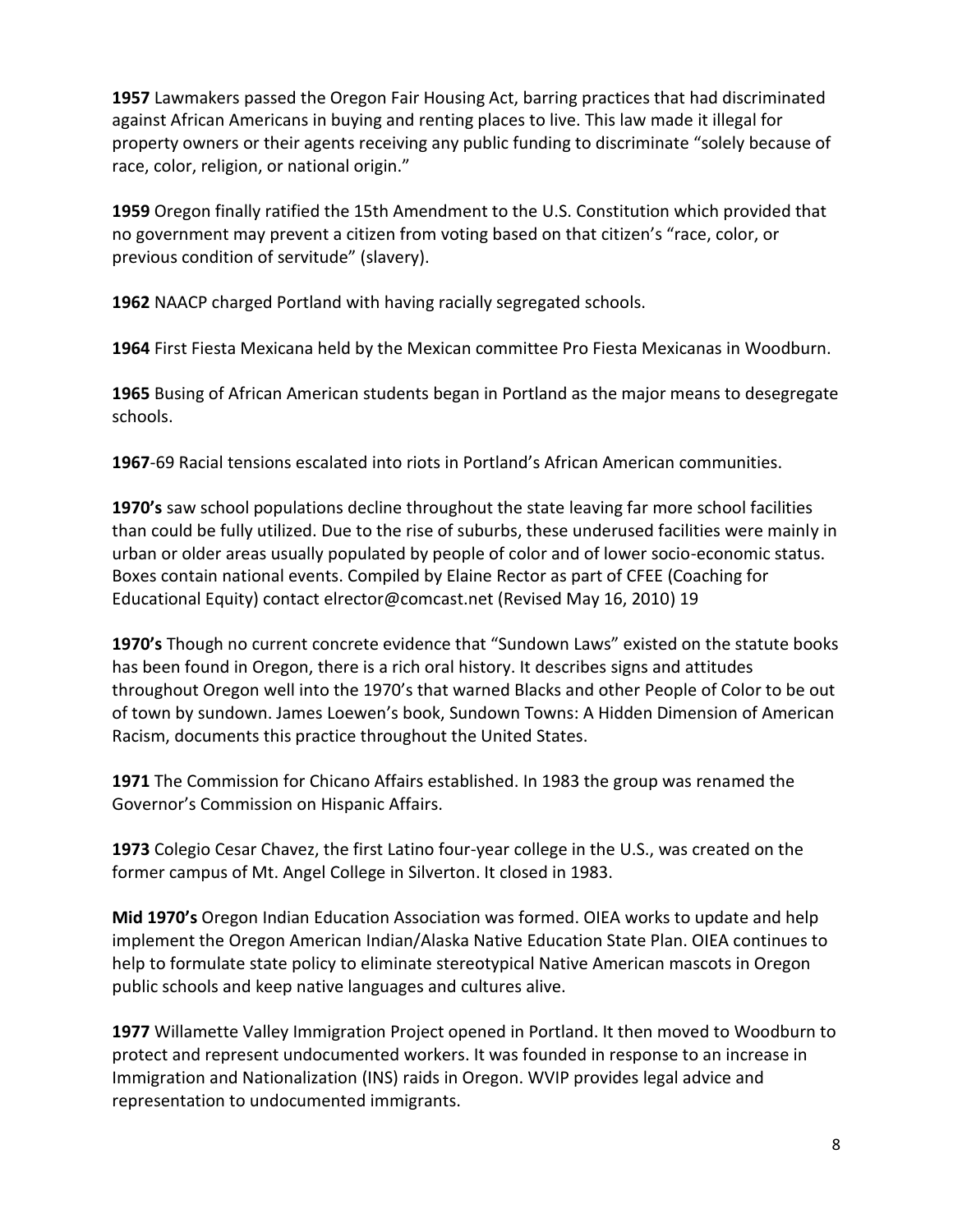**1957** Lawmakers passed the Oregon Fair Housing Act, barring practices that had discriminated against African Americans in buying and renting places to live. This law made it illegal for property owners or their agents receiving any public funding to discriminate "solely because of race, color, religion, or national origin."

**1959** Oregon finally ratified the 15th Amendment to the U.S. Constitution which provided that no government may prevent a citizen from voting based on that citizen's "race, color, or previous condition of servitude" (slavery).

**1962** NAACP charged Portland with having racially segregated schools.

**1964** First Fiesta Mexicana held by the Mexican committee Pro Fiesta Mexicanas in Woodburn.

**1965** Busing of African American students began in Portland as the major means to desegregate schools.

**1967**-69 Racial tensions escalated into riots in Portland's African American communities.

**1970's** saw school populations decline throughout the state leaving far more school facilities than could be fully utilized. Due to the rise of suburbs, these underused facilities were mainly in urban or older areas usually populated by people of color and of lower socio-economic status. Boxes contain national events. Compiled by Elaine Rector as part of CFEE (Coaching for Educational Equity) contact elrector@comcast.net (Revised May 16, 2010) 19

**1970's** Though no current concrete evidence that "Sundown Laws" existed on the statute books has been found in Oregon, there is a rich oral history. It describes signs and attitudes throughout Oregon well into the 1970's that warned Blacks and other People of Color to be out of town by sundown. James Loewen's book, Sundown Towns: A Hidden Dimension of American Racism, documents this practice throughout the United States.

**1971** The Commission for Chicano Affairs established. In 1983 the group was renamed the Governor's Commission on Hispanic Affairs.

**1973** Colegio Cesar Chavez, the first Latino four-year college in the U.S., was created on the former campus of Mt. Angel College in Silverton. It closed in 1983.

**Mid 1970's** Oregon Indian Education Association was formed. OIEA works to update and help implement the Oregon American Indian/Alaska Native Education State Plan. OIEA continues to help to formulate state policy to eliminate stereotypical Native American mascots in Oregon public schools and keep native languages and cultures alive.

**1977** Willamette Valley Immigration Project opened in Portland. It then moved to Woodburn to protect and represent undocumented workers. It was founded in response to an increase in Immigration and Nationalization (INS) raids in Oregon. WVIP provides legal advice and representation to undocumented immigrants.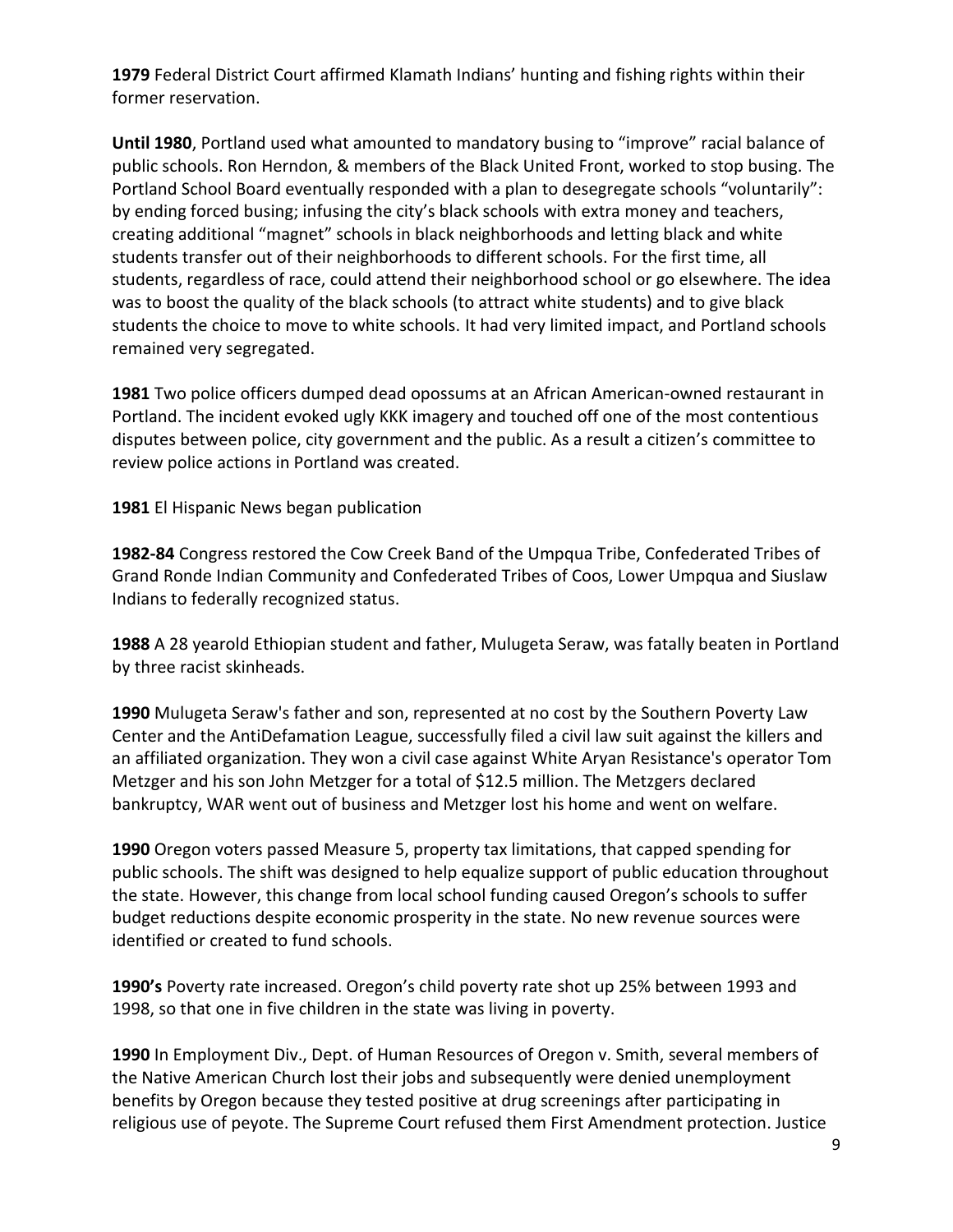**1979** Federal District Court affirmed Klamath Indians' hunting and fishing rights within their former reservation.

**Until 1980**, Portland used what amounted to mandatory busing to "improve" racial balance of public schools. Ron Herndon, & members of the Black United Front, worked to stop busing. The Portland School Board eventually responded with a plan to desegregate schools "voluntarily": by ending forced busing; infusing the city's black schools with extra money and teachers, creating additional "magnet" schools in black neighborhoods and letting black and white students transfer out of their neighborhoods to different schools. For the first time, all students, regardless of race, could attend their neighborhood school or go elsewhere. The idea was to boost the quality of the black schools (to attract white students) and to give black students the choice to move to white schools. It had very limited impact, and Portland schools remained very segregated.

**1981** Two police officers dumped dead opossums at an African American-owned restaurant in Portland. The incident evoked ugly KKK imagery and touched off one of the most contentious disputes between police, city government and the public. As a result a citizen's committee to review police actions in Portland was created.

**1981** El Hispanic News began publication

**1982-84** Congress restored the Cow Creek Band of the Umpqua Tribe, Confederated Tribes of Grand Ronde Indian Community and Confederated Tribes of Coos, Lower Umpqua and Siuslaw Indians to federally recognized status.

**1988** A 28 yearold Ethiopian student and father, Mulugeta Seraw, was fatally beaten in Portland by three racist skinheads.

**1990** Mulugeta Seraw's father and son, represented at no cost by the Southern Poverty Law Center and the AntiDefamation League, successfully filed a civil law suit against the killers and an affiliated organization. They won a civil case against White Aryan Resistance's operator Tom Metzger and his son John Metzger for a total of $12.5 million. The Metzgers declared bankruptcy, WAR went out of business and Metzger lost his home and went on welfare.

**1990** Oregon voters passed Measure 5, property tax limitations, that capped spending for public schools. The shift was designed to help equalize support of public education throughout the state. However, this change from local school funding caused Oregon's schools to suffer budget reductions despite economic prosperity in the state. No new revenue sources were identified or created to fund schools.

**1990's** Poverty rate increased. Oregon's child poverty rate shot up 25% between 1993 and 1998, so that one in five children in the state was living in poverty.

**1990** In Employment Div., Dept. of Human Resources of Oregon v. Smith, several members of the Native American Church lost their jobs and subsequently were denied unemployment benefits by Oregon because they tested positive at drug screenings after participating in religious use of peyote. The Supreme Court refused them First Amendment protection. Justice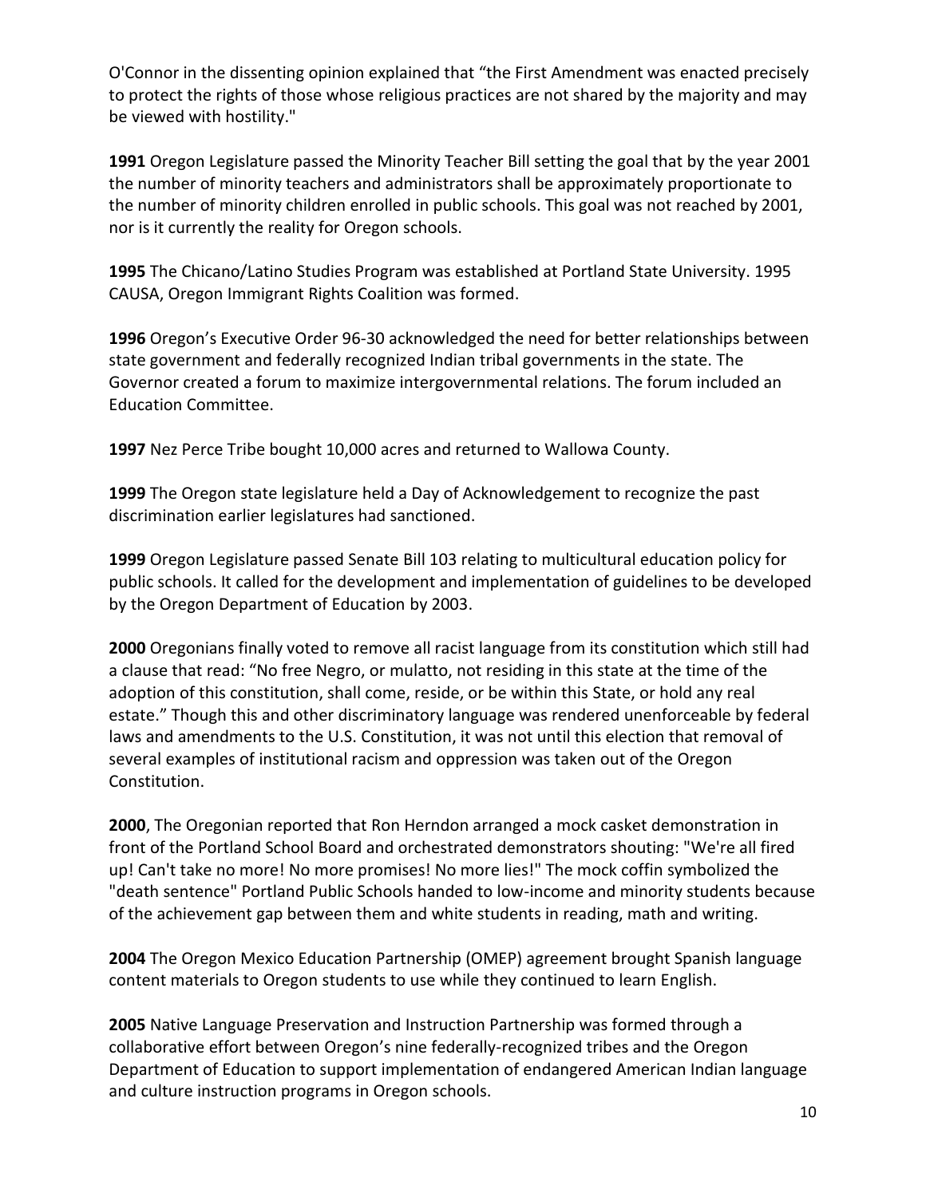O'Connor in the dissenting opinion explained that "the First Amendment was enacted precisely to protect the rights of those whose religious practices are not shared by the majority and may be viewed with hostility."

**1991** Oregon Legislature passed the Minority Teacher Bill setting the goal that by the year 2001 the number of minority teachers and administrators shall be approximately proportionate to the number of minority children enrolled in public schools. This goal was not reached by 2001, nor is it currently the reality for Oregon schools.

**1995** The Chicano/Latino Studies Program was established at Portland State University. 1995 CAUSA, Oregon Immigrant Rights Coalition was formed.

**1996** Oregon's Executive Order 96-30 acknowledged the need for better relationships between state government and federally recognized Indian tribal governments in the state. The Governor created a forum to maximize intergovernmental relations. The forum included an Education Committee.

**1997** Nez Perce Tribe bought 10,000 acres and returned to Wallowa County.

**1999** The Oregon state legislature held a Day of Acknowledgement to recognize the past discrimination earlier legislatures had sanctioned.

**1999** Oregon Legislature passed Senate Bill 103 relating to multicultural education policy for public schools. It called for the development and implementation of guidelines to be developed by the Oregon Department of Education by 2003.

**2000** Oregonians finally voted to remove all racist language from its constitution which still had a clause that read: "No free Negro, or mulatto, not residing in this state at the time of the adoption of this constitution, shall come, reside, or be within this State, or hold any real estate." Though this and other discriminatory language was rendered unenforceable by federal laws and amendments to the U.S. Constitution, it was not until this election that removal of several examples of institutional racism and oppression was taken out of the Oregon Constitution.

**2000**, The Oregonian reported that Ron Herndon arranged a mock casket demonstration in front of the Portland School Board and orchestrated demonstrators shouting: "We're all fired up! Can't take no more! No more promises! No more lies!" The mock coffin symbolized the "death sentence" Portland Public Schools handed to low-income and minority students because of the achievement gap between them and white students in reading, math and writing.

**2004** The Oregon Mexico Education Partnership (OMEP) agreement brought Spanish language content materials to Oregon students to use while they continued to learn English.

**2005** Native Language Preservation and Instruction Partnership was formed through a collaborative effort between Oregon's nine federally-recognized tribes and the Oregon Department of Education to support implementation of endangered American Indian language and culture instruction programs in Oregon schools.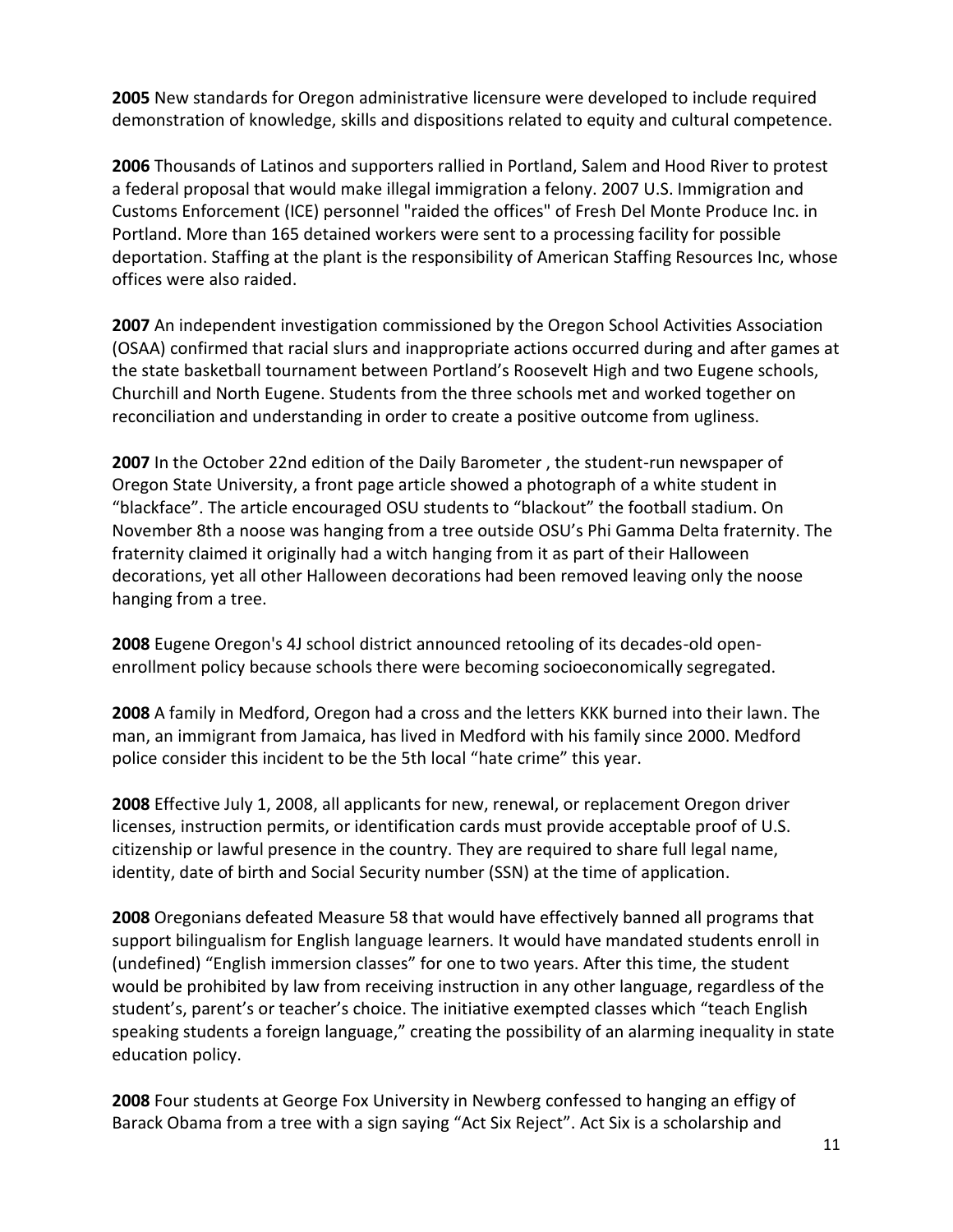**2005** New standards for Oregon administrative licensure were developed to include required demonstration of knowledge, skills and dispositions related to equity and cultural competence.

**2006** Thousands of Latinos and supporters rallied in Portland, Salem and Hood River to protest a federal proposal that would make illegal immigration a felony. 2007 U.S. Immigration and Customs Enforcement (ICE) personnel "raided the offices" of Fresh Del Monte Produce Inc. in Portland. More than 165 detained workers were sent to a processing facility for possible deportation. Staffing at the plant is the responsibility of American Staffing Resources Inc, whose offices were also raided.

**2007** An independent investigation commissioned by the Oregon School Activities Association (OSAA) confirmed that racial slurs and inappropriate actions occurred during and after games at the state basketball tournament between Portland's Roosevelt High and two Eugene schools, Churchill and North Eugene. Students from the three schools met and worked together on reconciliation and understanding in order to create a positive outcome from ugliness.

**2007** In the October 22nd edition of the Daily Barometer , the student-run newspaper of Oregon State University, a front page article showed a photograph of a white student in "blackface". The article encouraged OSU students to "blackout" the football stadium. On November 8th a noose was hanging from a tree outside OSU's Phi Gamma Delta fraternity. The fraternity claimed it originally had a witch hanging from it as part of their Halloween decorations, yet all other Halloween decorations had been removed leaving only the noose hanging from a tree.

**2008** Eugene Oregon's 4J school district announced retooling of its decades-old open-enrollment policy because schools there were becoming socioeconomically segregated.

**2008** A family in Medford, Oregon had a cross and the letters KKK burned into their lawn. The man, an immigrant from Jamaica, has lived in Medford with his family since 2000. Medford police consider this incident to be the 5th local "hate crime" this year.

**2008** Effective July 1, 2008, all applicants for new, renewal, or replacement Oregon driver licenses, instruction permits, or identification cards must provide acceptable proof of U.S. citizenship or lawful presence in the country. They are required to share full legal name, identity, date of birth and Social Security number (SSN) at the time of application.

**2008** Oregonians defeated Measure 58 that would have effectively banned all programs that support bilingualism for English language learners. It would have mandated students enroll in (undefined) "English immersion classes" for one to two years. After this time, the student would be prohibited by law from receiving instruction in any other language, regardless of the student's, parent's or teacher's choice. The initiative exempted classes which "teach English speaking students a foreign language," creating the possibility of an alarming inequality in state education policy.

**2008** Four students at George Fox University in Newberg confessed to hanging an effigy of Barack Obama from a tree with a sign saying "Act Six Reject". Act Six is a scholarship and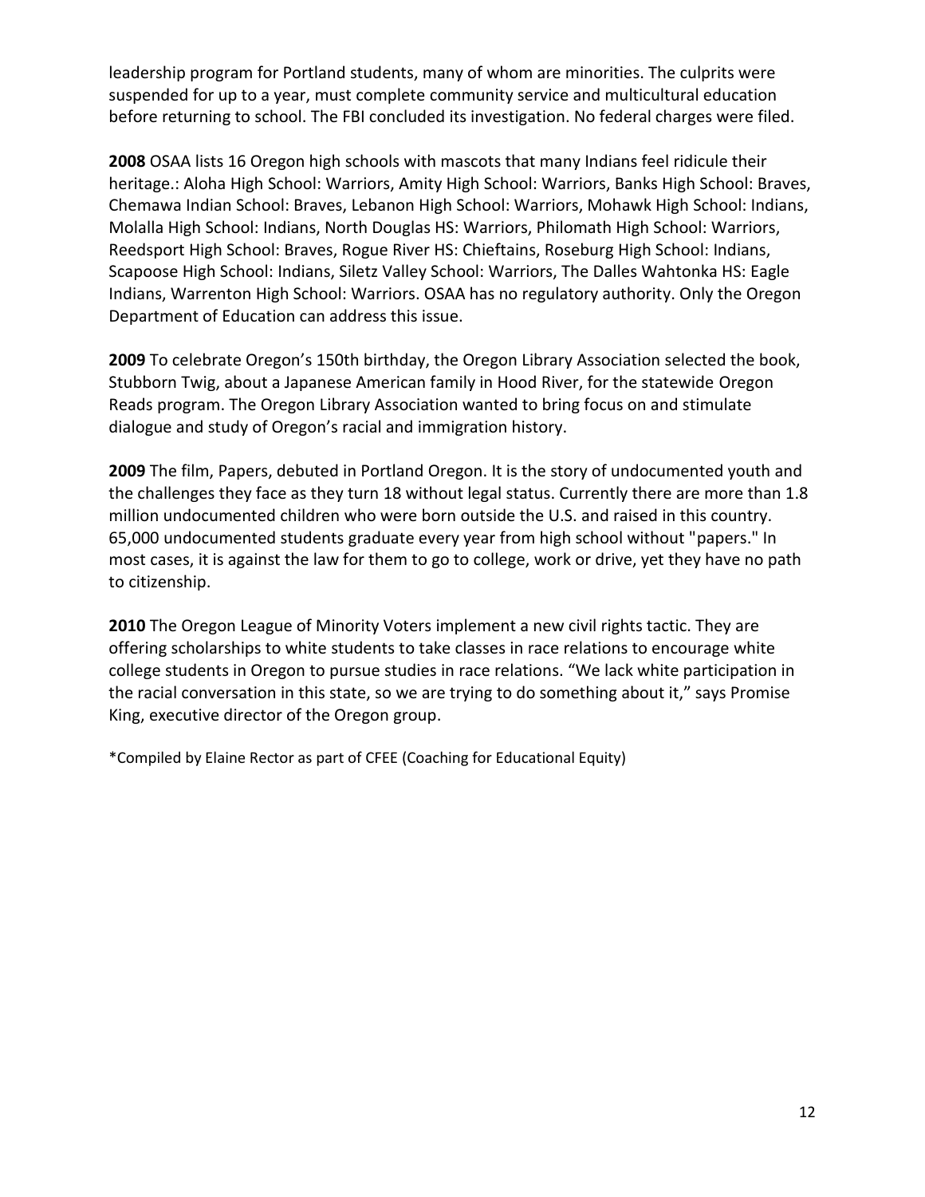leadership program for Portland students, many of whom are minorities. The culprits were suspended for up to a year, must complete community service and multicultural education before returning to school. The FBI concluded its investigation. No federal charges were filed.

**2008** OSAA lists 16 Oregon high schools with mascots that many Indians feel ridicule their heritage.: Aloha High School: Warriors, Amity High School: Warriors, Banks High School: Braves, Chemawa Indian School: Braves, Lebanon High School: Warriors, Mohawk High School: Indians, Molalla High School: Indians, North Douglas HS: Warriors, Philomath High School: Warriors, Reedsport High School: Braves, Rogue River HS: Chieftains, Roseburg High School: Indians, Scapoose High School: Indians, Siletz Valley School: Warriors, The Dalles Wahtonka HS: Eagle Indians, Warrenton High School: Warriors. OSAA has no regulatory authority. Only the Oregon Department of Education can address this issue.

**2009** To celebrate Oregon's 150th birthday, the Oregon Library Association selected the book, Stubborn Twig, about a Japanese American family in Hood River, for the statewide Oregon Reads program. The Oregon Library Association wanted to bring focus on and stimulate dialogue and study of Oregon's racial and immigration history.

**2009** The film, Papers, debuted in Portland Oregon. It is the story of undocumented youth and the challenges they face as they turn 18 without legal status. Currently there are more than 1.8 million undocumented children who were born outside the U.S. and raised in this country. 65,000 undocumented students graduate every year from high school without "papers." In most cases, it is against the law for them to go to college, work or drive, yet they have no path to citizenship.

**2010** The Oregon League of Minority Voters implement a new civil rights tactic. They are offering scholarships to white students to take classes in race relations to encourage white college students in Oregon to pursue studies in race relations. "We lack white participation in the racial conversation in this state, so we are trying to do something about it," says Promise King, executive director of the Oregon group.

*Compiled by Elaine Rector as part of CFEE (Coaching for Educational Equity)